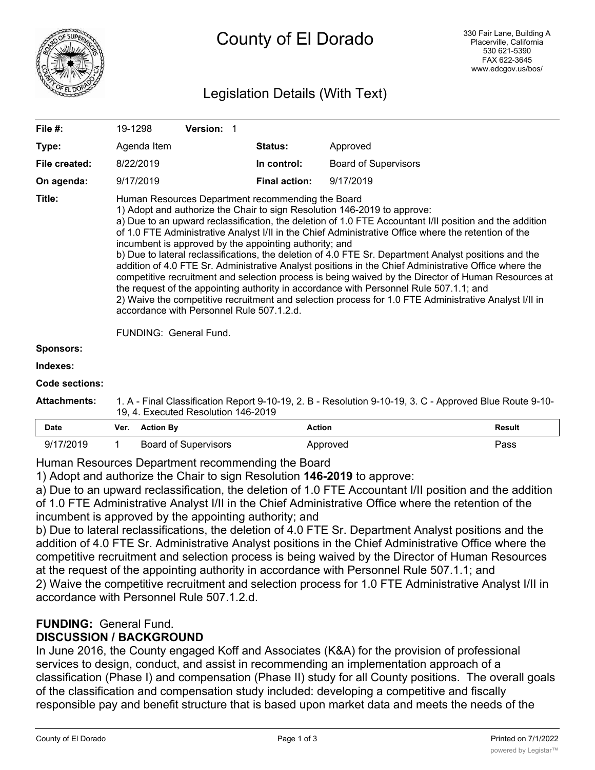# County of El Dorado

330 Fair Lane, Building A
Placerville, California
530 621-5390
FAX 622-3645
www.edcgov.us/bos/

## Legislation Details (With Text)

| | | | |
|---|---|---|---|
| **File #:** | 19-1298 **Version:** 1 | | |
| **Type:** | Agenda Item | **Status:** | Approved |
| **File created:** | 8/22/2019 | **In control:** | Board of Supervisors |
| **On agenda:** | 9/17/2019 | **Final action:** | 9/17/2019 |

**Title:** Human Resources Department recommending the Board
1) Adopt and authorize the Chair to sign Resolution 146-2019 to approve:
a) Due to an upward reclassification, the deletion of 1.0 FTE Accountant I/II position and the addition of 1.0 FTE Administrative Analyst I/II in the Chief Administrative Office where the retention of the incumbent is approved by the appointing authority; and
b) Due to lateral reclassifications, the deletion of 4.0 FTE Sr. Department Analyst positions and the addition of 4.0 FTE Sr. Administrative Analyst positions in the Chief Administrative Office where the competitive recruitment and selection process is being waived by the Director of Human Resources at the request of the appointing authority in accordance with Personnel Rule 507.1.1; and
2) Waive the competitive recruitment and selection process for 1.0 FTE Administrative Analyst I/II in accordance with Personnel Rule 507.1.2.d.

FUNDING: General Fund.

**Sponsors:**

**Indexes:**

**Code sections:**

**Attachments:** 1. A - Final Classification Report 9-10-19, 2. B - Resolution 9-10-19, 3. C - Approved Blue Route 9-10-19, 4. Executed Resolution 146-2019

| Date | Ver. | Action By | Action | Result |
|---|---|---|---|---|
| 9/17/2019 | 1 | Board of Supervisors | Approved | Pass |

Human Resources Department recommending the Board
1) Adopt and authorize the Chair to sign Resolution **146-2019** to approve:
a) Due to an upward reclassification, the deletion of 1.0 FTE Accountant I/II position and the addition of 1.0 FTE Administrative Analyst I/II in the Chief Administrative Office where the retention of the incumbent is approved by the appointing authority; and
b) Due to lateral reclassifications, the deletion of 4.0 FTE Sr. Department Analyst positions and the addition of 4.0 FTE Sr. Administrative Analyst positions in the Chief Administrative Office where the competitive recruitment and selection process is being waived by the Director of Human Resources at the request of the appointing authority in accordance with Personnel Rule 507.1.1; and
2) Waive the competitive recruitment and selection process for 1.0 FTE Administrative Analyst I/II in accordance with Personnel Rule 507.1.2.d.

**FUNDING:** General Fund.

**DISCUSSION / BACKGROUND**

In June 2016, the County engaged Koff and Associates (K&A) for the provision of professional services to design, conduct, and assist in recommending an implementation approach of a classification (Phase I) and compensation (Phase II) study for all County positions. The overall goals of the classification and compensation study included: developing a competitive and fiscally responsible pay and benefit structure that is based upon market data and meets the needs of the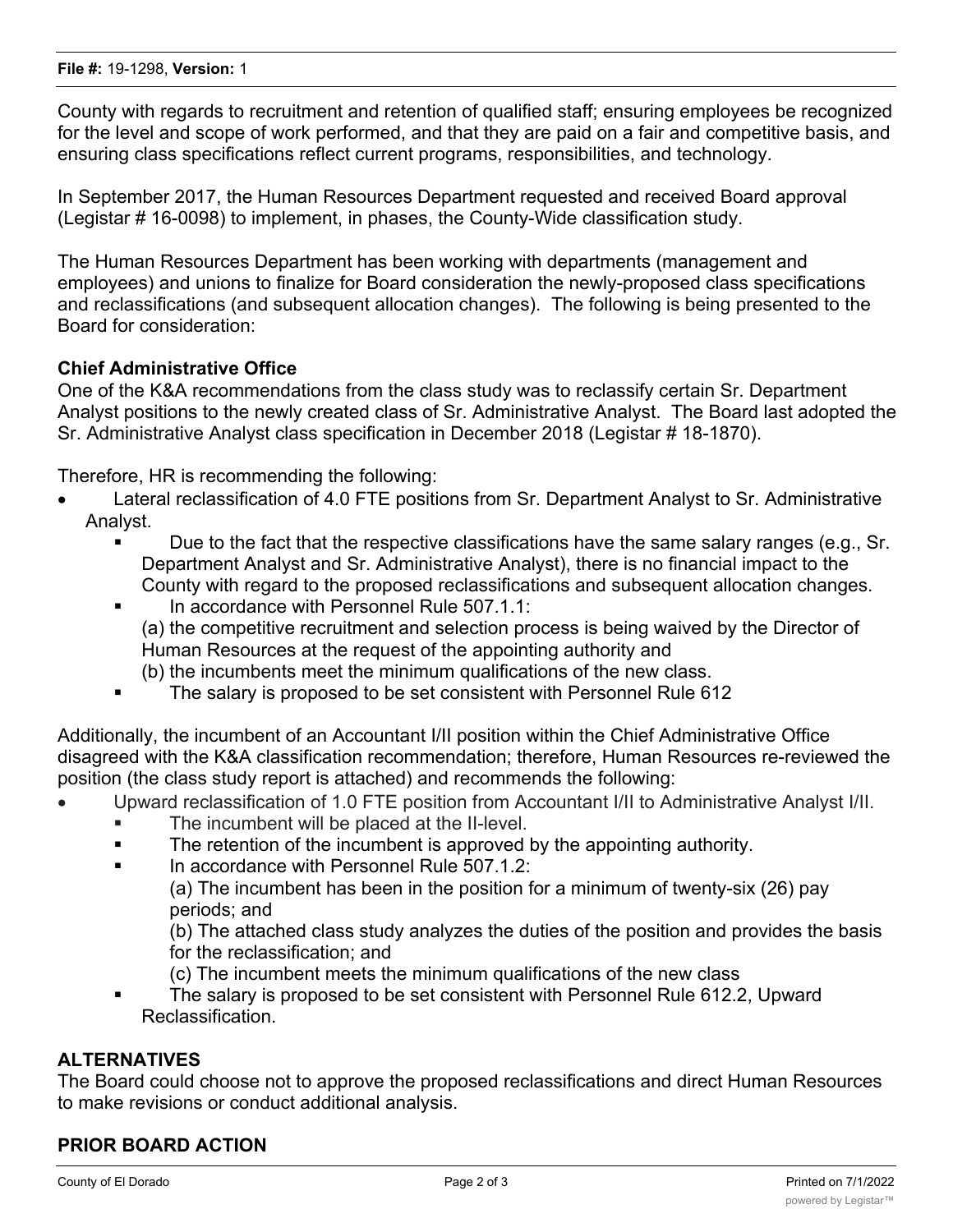County with regards to recruitment and retention of qualified staff; ensuring employees be recognized for the level and scope of work performed, and that they are paid on a fair and competitive basis, and ensuring class specifications reflect current programs, responsibilities, and technology.

In September 2017, the Human Resources Department requested and received Board approval (Legistar # 16-0098) to implement, in phases, the County-Wide classification study.

The Human Resources Department has been working with departments (management and employees) and unions to finalize for Board consideration the newly-proposed class specifications and reclassifications (and subsequent allocation changes). The following is being presented to the Board for consideration:

**Chief Administrative Office**
One of the K&A recommendations from the class study was to reclassify certain Sr. Department Analyst positions to the newly created class of Sr. Administrative Analyst. The Board last adopted the Sr. Administrative Analyst class specification in December 2018 (Legistar # 18-1870).

Therefore, HR is recommending the following:

- Lateral reclassification of 4.0 FTE positions from Sr. Department Analyst to Sr. Administrative Analyst.
    - Due to the fact that the respective classifications have the same salary ranges (e.g., Sr. Department Analyst and Sr. Administrative Analyst), there is no financial impact to the County with regard to the proposed reclassifications and subsequent allocation changes.
    - In accordance with Personnel Rule 507.1.1:
      (a) the competitive recruitment and selection process is being waived by the Director of Human Resources at the request of the appointing authority and
      (b) the incumbents meet the minimum qualifications of the new class.
    - The salary is proposed to be set consistent with Personnel Rule 612

Additionally, the incumbent of an Accountant I/II position within the Chief Administrative Office disagreed with the K&A classification recommendation; therefore, Human Resources re-reviewed the position (the class study report is attached) and recommends the following:

- Upward reclassification of 1.0 FTE position from Accountant I/II to Administrative Analyst I/II.
    - The incumbent will be placed at the II-level.
    - The retention of the incumbent is approved by the appointing authority.
    - In accordance with Personnel Rule 507.1.2:
      (a) The incumbent has been in the position for a minimum of twenty-six (26) pay periods; and
      (b) The attached class study analyzes the duties of the position and provides the basis for the reclassification; and
      (c) The incumbent meets the minimum qualifications of the new class
    - The salary is proposed to be set consistent with Personnel Rule 612.2, Upward Reclassification.

## ALTERNATIVES

The Board could choose not to approve the proposed reclassifications and direct Human Resources to make revisions or conduct additional analysis.

## PRIOR BOARD ACTION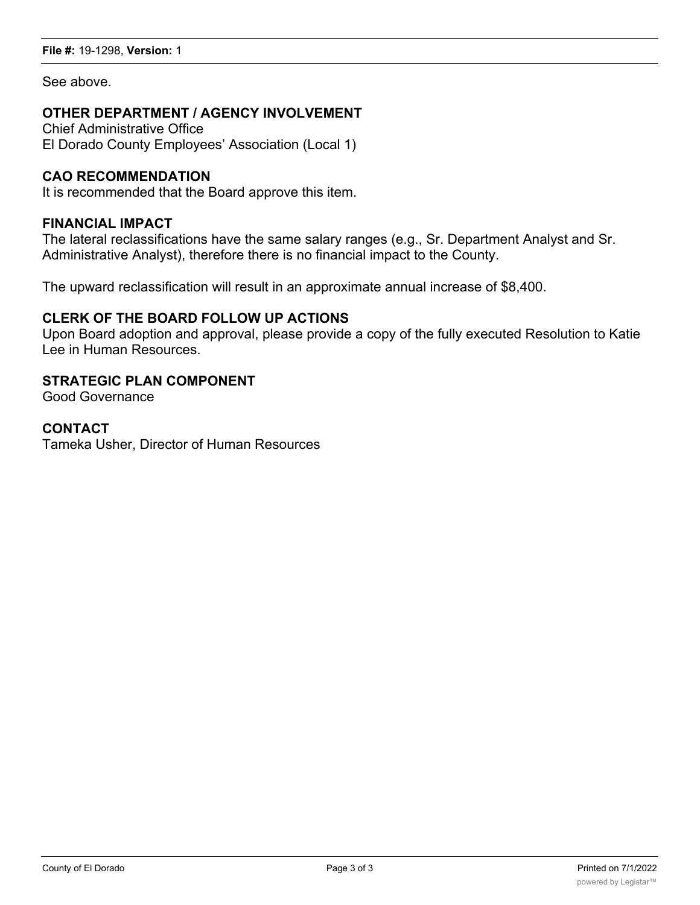See above.

**OTHER DEPARTMENT / AGENCY INVOLVEMENT**

Chief Administrative Office
El Dorado County Employees' Association (Local 1)

**CAO RECOMMENDATION**

It is recommended that the Board approve this item.

**FINANCIAL IMPACT**

The lateral reclassifications have the same salary ranges (e.g., Sr. Department Analyst and Sr. Administrative Analyst), therefore there is no financial impact to the County.

The upward reclassification will result in an approximate annual increase of $8,400.

**CLERK OF THE BOARD FOLLOW UP ACTIONS**

Upon Board adoption and approval, please provide a copy of the fully executed Resolution to Katie Lee in Human Resources.

**STRATEGIC PLAN COMPONENT**

Good Governance

**CONTACT**

Tameka Usher, Director of Human Resources